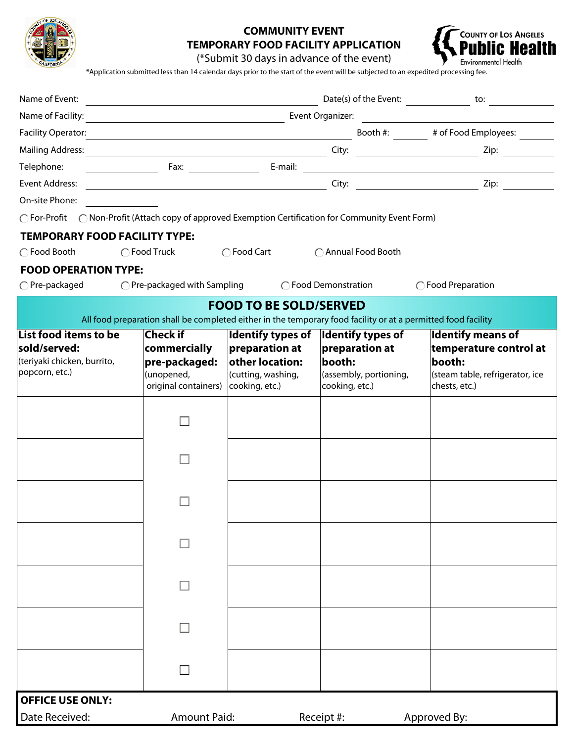# COMMUNITY EVENT
# TEMPORARY FOOD FACILITY APPLICATION

(*Submit 30 days in advance of the event)

COUNTY OF LOS ANGELES **Public Health** Environmental Health

*Application submitted less than 14 calendar days prior to the start of the event will be subjected to an expedited processing fee.

Name of Event: ______________________ Date(s) of the Event: __________ to: __________

Name of Facility: ______________________ Event Organizer: ______________________

Facility Operator: ______________________ Booth #: ______ # of Food Employees: ______

Mailing Address: ______________________ City: ______________ Zip: ______

Telephone: __________ Fax: __________ E-mail: ______________________

Event Address: ______________________ City: ______________ Zip: ______

On-site Phone: __________

◯ For-Profit ◯ Non-Profit (Attach copy of approved Exemption Certification for Community Event Form)

## TEMPORARY FOOD FACILITY TYPE:

◯ Food Booth ◯ Food Truck ◯ Food Cart ◯ Annual Food Booth

## FOOD OPERATION TYPE:

◯ Pre-packaged ◯ Pre-packaged with Sampling ◯ Food Demonstration ◯ Food Preparation

## FOOD TO BE SOLD/SERVED

All food preparation shall be completed either in the temporary food facility or at a permitted food facility

| **List food items to be sold/served:** (teriyaki chicken, burrito, popcorn, etc.) | **Check if commercially pre-packaged:** (unopened, original containers) | **Identify types of preparation at other location:** (cutting, washing, cooking, etc.) | **Identify types of preparation at booth:** (assembly, portioning, cooking, etc.) | **Identify means of temperature control at booth:** (steam table, refrigerator, ice chests, etc.) |
|---|---|---|---|---|
| | ☐ | | | |
| | ☐ | | | |
| | ☐ | | | |
| | ☐ | | | |
| | ☐ | | | |
| | ☐ | | | |
| | ☐ | | | |

**OFFICE USE ONLY:**

Date Received: Amount Paid: Receipt #: Approved By: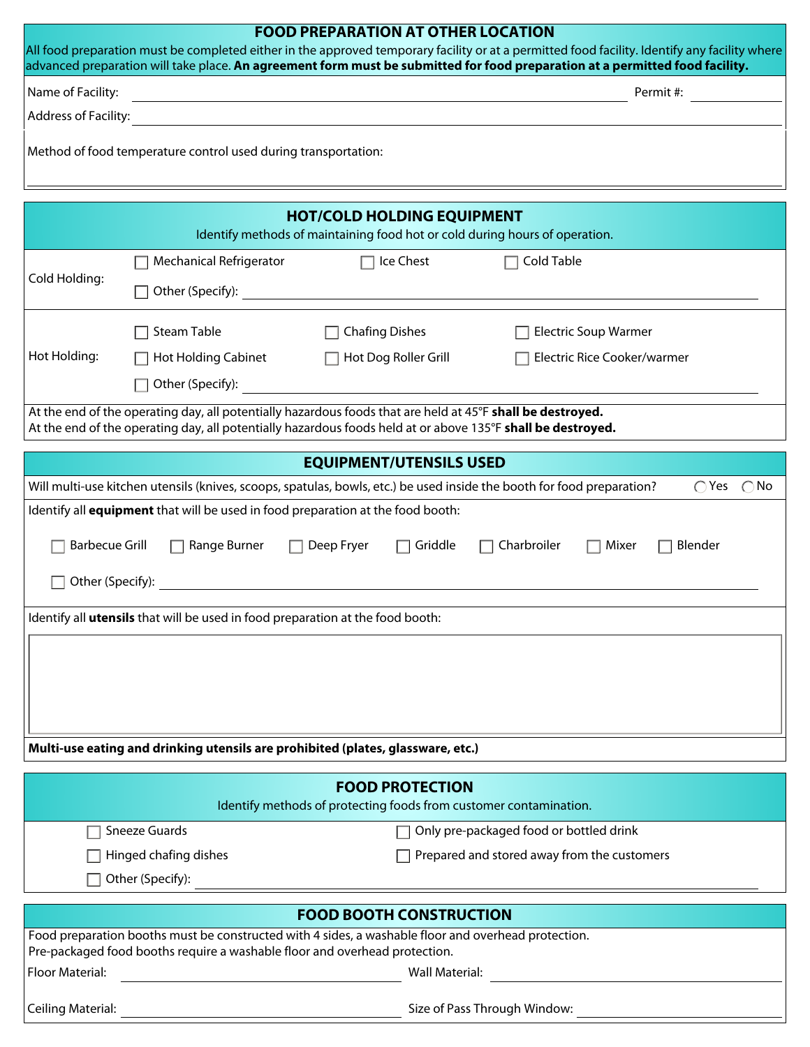## FOOD PREPARATION AT OTHER LOCATION

All food preparation must be completed either in the approved temporary facility or at a permitted food facility. Identify any facility where advanced preparation will take place. **An agreement form must be submitted for food preparation at a permitted food facility.**

Name of Facility: ______________________________ Permit #: ____________

Address of Facility: ______________________________

Method of food temperature control used during transportation:

______________________________

## HOT/COLD HOLDING EQUIPMENT

Identify methods of maintaining food hot or cold during hours of operation.

Cold Holding:

- ☐ Mechanical Refrigerator
- ☐ Ice Chest
- ☐ Cold Table
- ☐ Other (Specify): ______________________________

Hot Holding:

- ☐ Steam Table
- ☐ Chafing Dishes
- ☐ Electric Soup Warmer
- ☐ Hot Holding Cabinet
- ☐ Hot Dog Roller Grill
- ☐ Electric Rice Cooker/warmer
- ☐ Other (Specify): ______________________________

At the end of the operating day, all potentially hazardous foods that are held at 45°F **shall be destroyed.**
At the end of the operating day, all potentially hazardous foods held at or above 135°F **shall be destroyed.**

## EQUIPMENT/UTENSILS USED

Will multi-use kitchen utensils (knives, scoops, spatulas, bowls, etc.) be used inside the booth for food preparation? ◯ Yes ◯ No

Identify all **equipment** that will be used in food preparation at the food booth:

- ☐ Barbecue Grill
- ☐ Range Burner
- ☐ Deep Fryer
- ☐ Griddle
- ☐ Charbroiler
- ☐ Mixer
- ☐ Blender
- ☐ Other (Specify): ______________________________

Identify all **utensils** that will be used in food preparation at the food booth:

______________________________

**Multi-use eating and drinking utensils are prohibited (plates, glassware, etc.)**

## FOOD PROTECTION

Identify methods of protecting foods from customer contamination.

- ☐ Sneeze Guards
- ☐ Only pre-packaged food or bottled drink
- ☐ Hinged chafing dishes
- ☐ Prepared and stored away from the customers
- ☐ Other (Specify): ______________________________

## FOOD BOOTH CONSTRUCTION

Food preparation booths must be constructed with 4 sides, a washable floor and overhead protection.
Pre-packaged food booths require a washable floor and overhead protection.

Floor Material: ____________________ Wall Material: ____________________

Ceiling Material: ____________________ Size of Pass Through Window: ____________________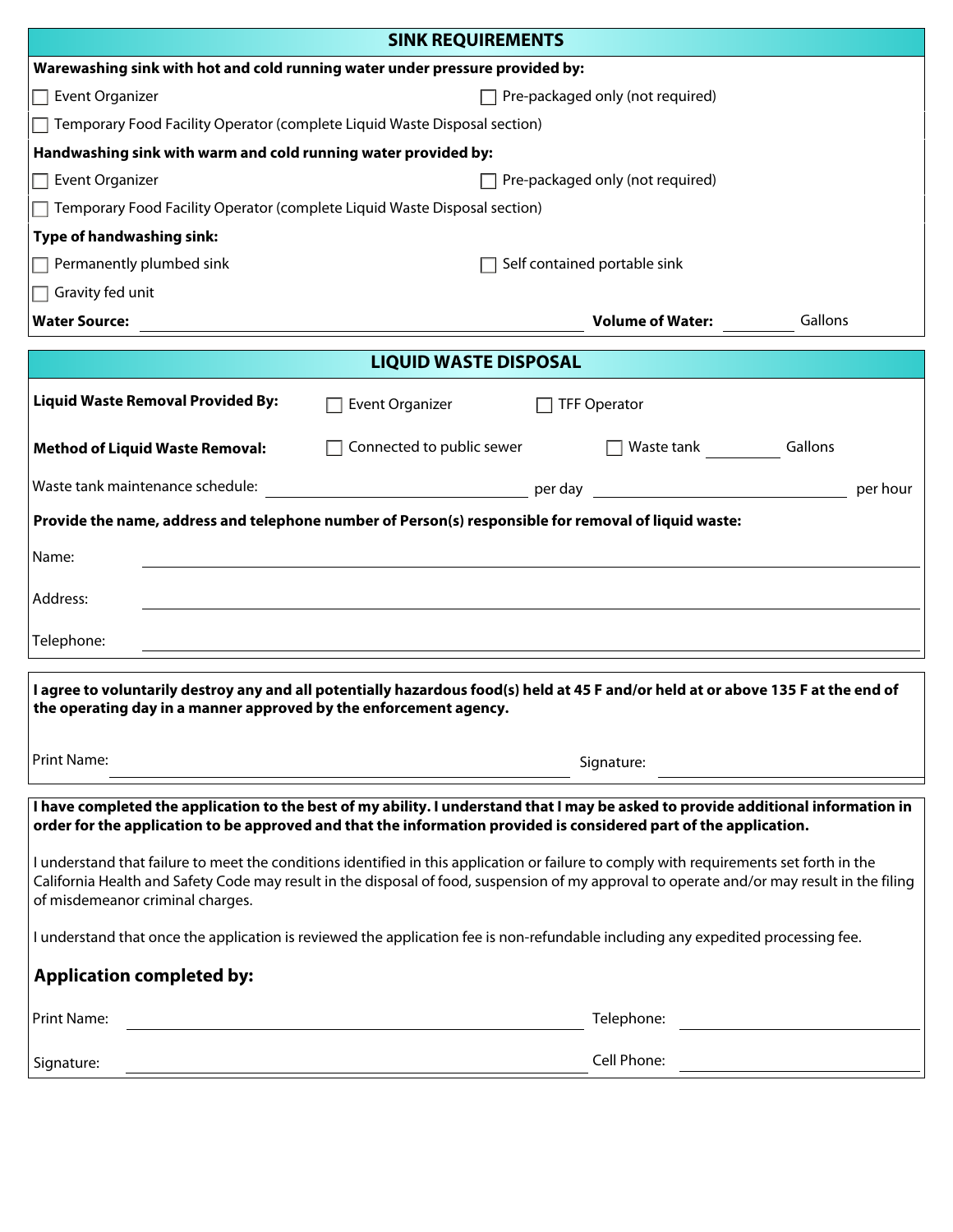## SINK REQUIREMENTS

**Warewashing sink with hot and cold running water under pressure provided by:**

☐ Event Organizer ☐ Pre-packaged only (not required)

☐ Temporary Food Facility Operator (complete Liquid Waste Disposal section)

**Handwashing sink with warm and cold running water provided by:**

☐ Event Organizer ☐ Pre-packaged only (not required)

☐ Temporary Food Facility Operator (complete Liquid Waste Disposal section)

**Type of handwashing sink:**

☐ Permanently plumbed sink ☐ Self contained portable sink

☐ Gravity fed unit

**Water Source:** ______________________ **Volume of Water:** ________ Gallons

## LIQUID WASTE DISPOSAL

**Liquid Waste Removal Provided By:** ☐ Event Organizer ☐ TFF Operator

**Method of Liquid Waste Removal:** ☐ Connected to public sewer ☐ Waste tank ________ Gallons

Waste tank maintenance schedule: ______________________ per day ______________________ per hour

**Provide the name, address and telephone number of Person(s) responsible for removal of liquid waste:**

Name: ______________________

Address: ______________________

Telephone: ______________________

**I agree to voluntarily destroy any and all potentially hazardous food(s) held at 45 F and/or held at or above 135 F at the end of the operating day in a manner approved by the enforcement agency.**

Print Name: ______________________ Signature: ______________________

**I have completed the application to the best of my ability. I understand that I may be asked to provide additional information in order for the application to be approved and that the information provided is considered part of the application.**

I understand that failure to meet the conditions identified in this application or failure to comply with requirements set forth in the California Health and Safety Code may result in the disposal of food, suspension of my approval to operate and/or may result in the filing of misdemeanor criminal charges.

I understand that once the application is reviewed the application fee is non-refundable including any expedited processing fee.

### Application completed by:

Print Name: ______________________ Telephone: ______________________

Signature: ______________________ Cell Phone: ______________________